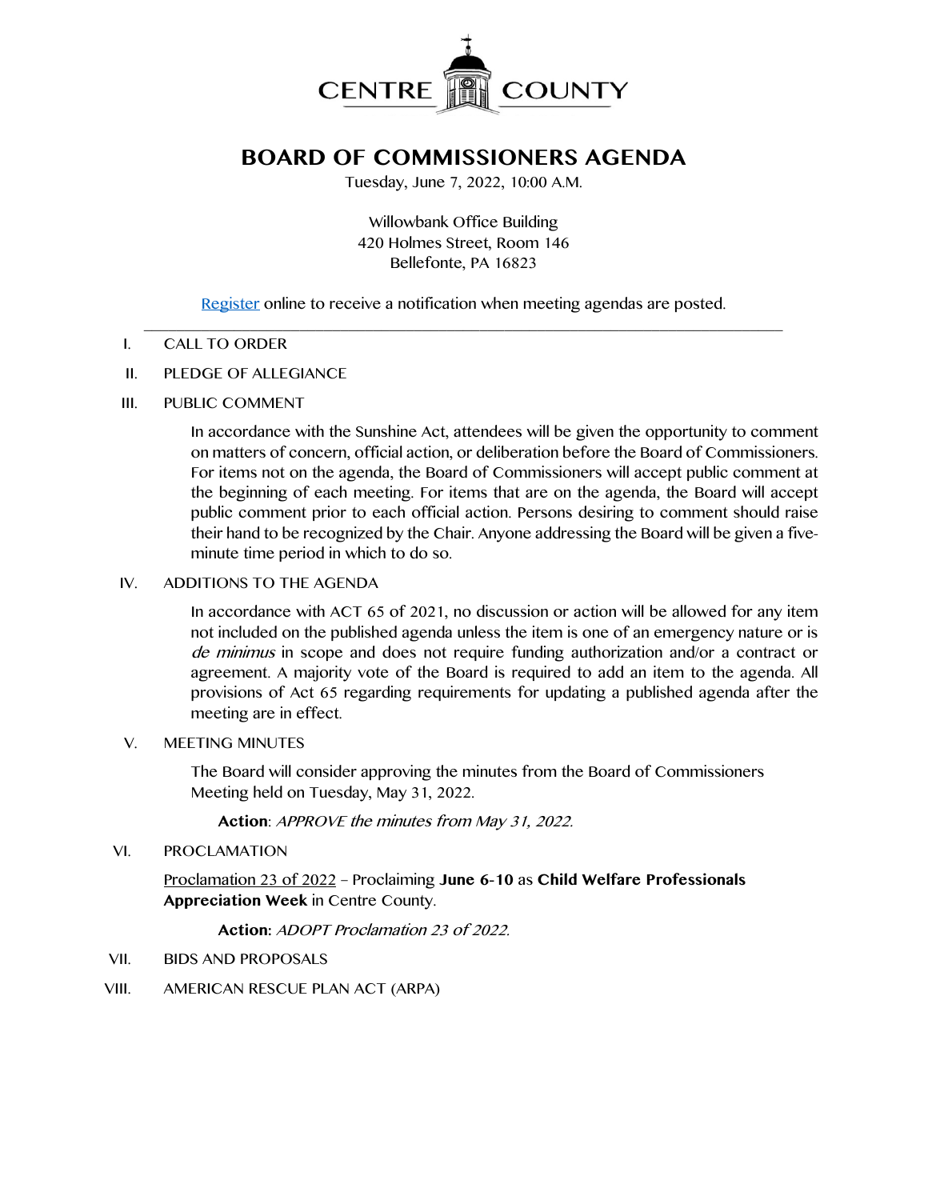CENTRE COUNTY

# BOARD OF COMMISSIONERS AGENDA

Tuesday, June 7, 2022, 10:00 A.M.

Willowbank Office Building
420 Holmes Street, Room 146
Bellefonte, PA 16823

Register online to receive a notification when meeting agendas are posted.

---

I. CALL TO ORDER

II. PLEDGE OF ALLEGIANCE

III. PUBLIC COMMENT

In accordance with the Sunshine Act, attendees will be given the opportunity to comment on matters of concern, official action, or deliberation before the Board of Commissioners. For items not on the agenda, the Board of Commissioners will accept public comment at the beginning of each meeting. For items that are on the agenda, the Board will accept public comment prior to each official action. Persons desiring to comment should raise their hand to be recognized by the Chair. Anyone addressing the Board will be given a five-minute time period in which to do so.

IV. ADDITIONS TO THE AGENDA

In accordance with ACT 65 of 2021, no discussion or action will be allowed for any item not included on the published agenda unless the item is one of an emergency nature or is *de minimus* in scope and does not require funding authorization and/or a contract or agreement. A majority vote of the Board is required to add an item to the agenda. All provisions of Act 65 regarding requirements for updating a published agenda after the meeting are in effect.

V. MEETING MINUTES

The Board will consider approving the minutes from the Board of Commissioners Meeting held on Tuesday, May 31, 2022.

**Action**: *APPROVE the minutes from May 31, 2022.*

VI. PROCLAMATION

Proclamation 23 of 2022 – Proclaiming **June 6-10** as **Child Welfare Professionals Appreciation Week** in Centre County.

**Action:** *ADOPT Proclamation 23 of 2022.*

VII. BIDS AND PROPOSALS

VIII. AMERICAN RESCUE PLAN ACT (ARPA)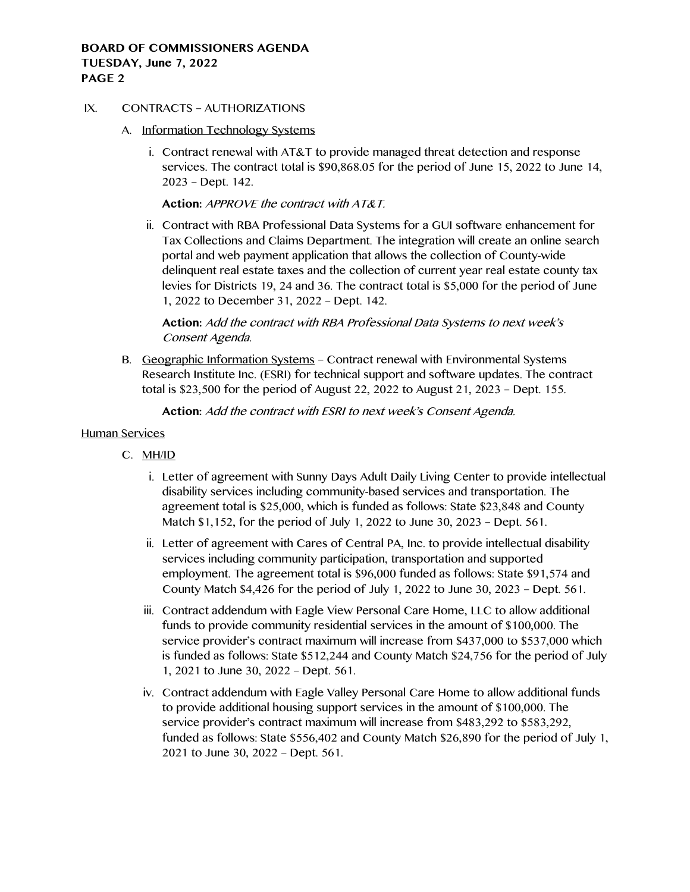IX. CONTRACTS – AUTHORIZATIONS

A. Information Technology Systems

i. Contract renewal with AT&T to provide managed threat detection and response services. The contract total is $90,868.05 for the period of June 15, 2022 to June 14, 2023 – Dept. 142.

**Action:** *APPROVE the contract with AT&T.*

ii. Contract with RBA Professional Data Systems for a GUI software enhancement for Tax Collections and Claims Department. The integration will create an online search portal and web payment application that allows the collection of County-wide delinquent real estate taxes and the collection of current year real estate county tax levies for Districts 19, 24 and 36. The contract total is $5,000 for the period of June 1, 2022 to December 31, 2022 – Dept. 142.

**Action:** *Add the contract with RBA Professional Data Systems to next week's Consent Agenda.*

B. Geographic Information Systems – Contract renewal with Environmental Systems Research Institute Inc. (ESRI) for technical support and software updates. The contract total is $23,500 for the period of August 22, 2022 to August 21, 2023 – Dept. 155.

**Action:** *Add the contract with ESRI to next week's Consent Agenda.*

Human Services

C. MH/ID

i. Letter of agreement with Sunny Days Adult Daily Living Center to provide intellectual disability services including community-based services and transportation. The agreement total is $25,000, which is funded as follows: State $23,848 and County Match $1,152, for the period of July 1, 2022 to June 30, 2023 – Dept. 561.

ii. Letter of agreement with Cares of Central PA, Inc. to provide intellectual disability services including community participation, transportation and supported employment. The agreement total is $96,000 funded as follows: State $91,574 and County Match $4,426 for the period of July 1, 2022 to June 30, 2023 – Dept. 561.

iii. Contract addendum with Eagle View Personal Care Home, LLC to allow additional funds to provide community residential services in the amount of $100,000. The service provider's contract maximum will increase from $437,000 to $537,000 which is funded as follows: State $512,244 and County Match $24,756 for the period of July 1, 2021 to June 30, 2022 – Dept. 561.

iv. Contract addendum with Eagle Valley Personal Care Home to allow additional funds to provide additional housing support services in the amount of $100,000. The service provider's contract maximum will increase from $483,292 to $583,292, funded as follows: State $556,402 and County Match $26,890 for the period of July 1, 2021 to June 30, 2022 – Dept. 561.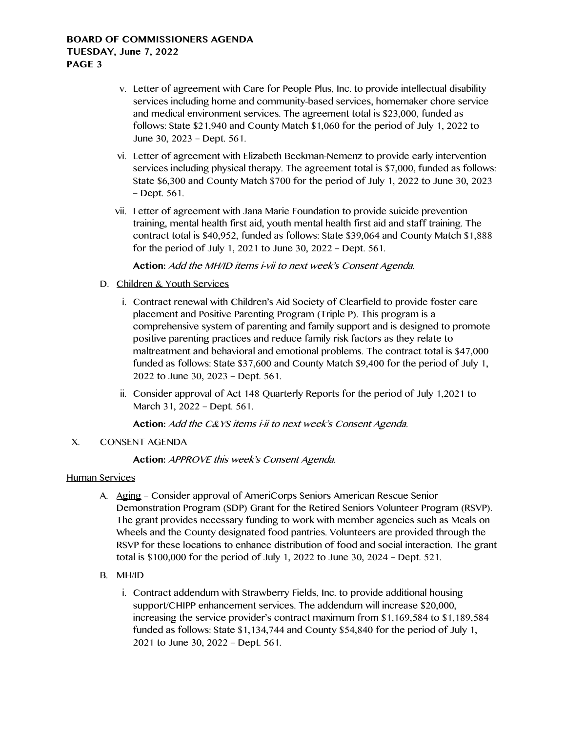v. Letter of agreement with Care for People Plus, Inc. to provide intellectual disability services including home and community-based services, homemaker chore service and medical environment services. The agreement total is $23,000, funded as follows: State $21,940 and County Match $1,060 for the period of July 1, 2022 to June 30, 2023 – Dept. 561.

vi. Letter of agreement with Elizabeth Beckman-Nemenz to provide early intervention services including physical therapy. The agreement total is $7,000, funded as follows: State $6,300 and County Match $700 for the period of July 1, 2022 to June 30, 2023 – Dept. 561.

vii. Letter of agreement with Jana Marie Foundation to provide suicide prevention training, mental health first aid, youth mental health first aid and staff training. The contract total is $40,952, funded as follows: State $39,064 and County Match $1,888 for the period of July 1, 2021 to June 30, 2022 – Dept. 561.

**Action:** *Add the MH/ID items i-vii to next week's Consent Agenda.*

D. Children & Youth Services

i. Contract renewal with Children's Aid Society of Clearfield to provide foster care placement and Positive Parenting Program (Triple P). This program is a comprehensive system of parenting and family support and is designed to promote positive parenting practices and reduce family risk factors as they relate to maltreatment and behavioral and emotional problems. The contract total is $47,000 funded as follows: State $37,600 and County Match $9,400 for the period of July 1, 2022 to June 30, 2023 – Dept. 561.

ii. Consider approval of Act 148 Quarterly Reports for the period of July 1,2021 to March 31, 2022 – Dept. 561.

**Action:** *Add the C&YS items i-ii to next week's Consent Agenda.*

X. CONSENT AGENDA

**Action:** *APPROVE this week's Consent Agenda.*

Human Services

A. Aging – Consider approval of AmeriCorps Seniors American Rescue Senior Demonstration Program (SDP) Grant for the Retired Seniors Volunteer Program (RSVP). The grant provides necessary funding to work with member agencies such as Meals on Wheels and the County designated food pantries. Volunteers are provided through the RSVP for these locations to enhance distribution of food and social interaction. The grant total is $100,000 for the period of July 1, 2022 to June 30, 2024 – Dept. 521.

B. MH/ID

i. Contract addendum with Strawberry Fields, Inc. to provide additional housing support/CHIPP enhancement services. The addendum will increase $20,000, increasing the service provider's contract maximum from $1,169,584 to $1,189,584 funded as follows: State $1,134,744 and County $54,840 for the period of July 1, 2021 to June 30, 2022 – Dept. 561.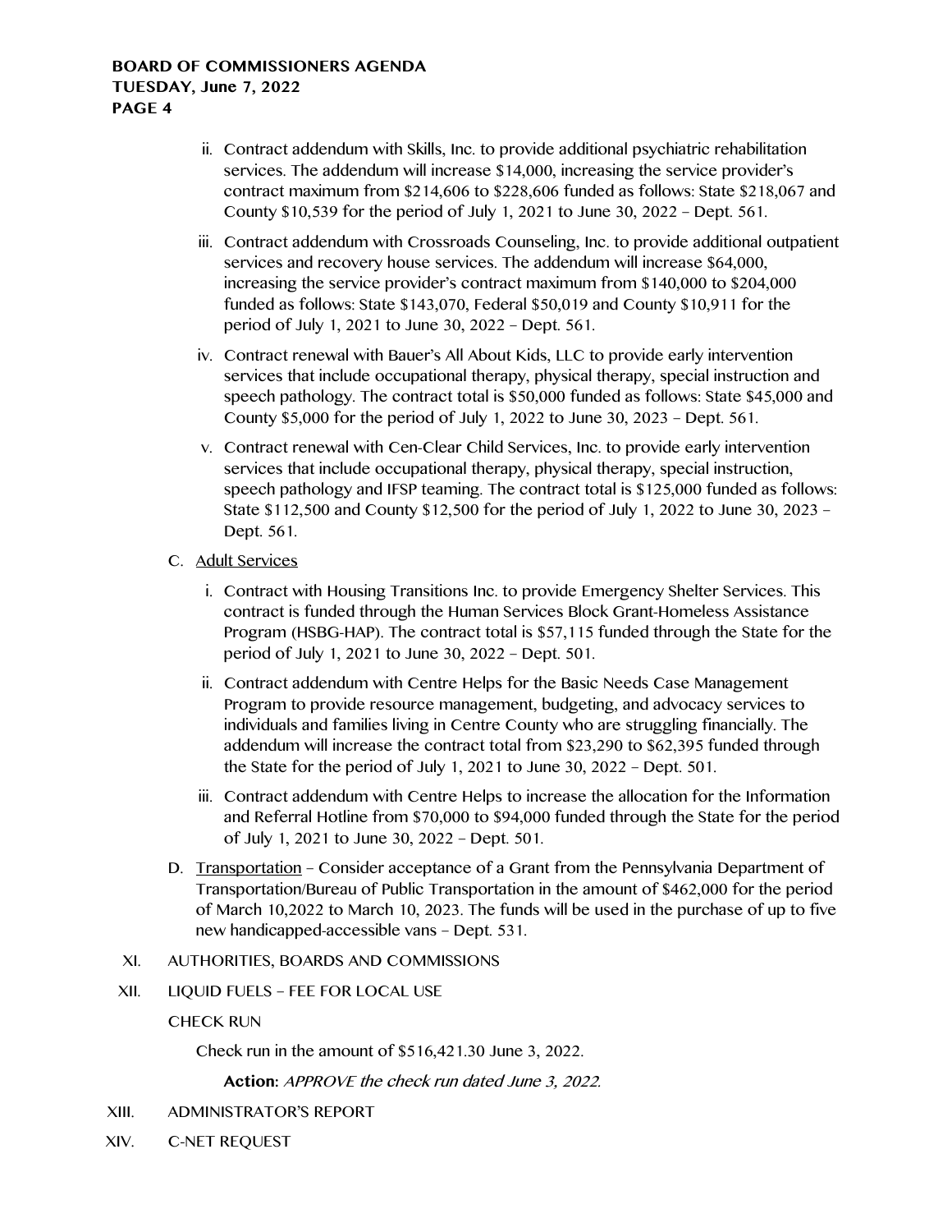ii. Contract addendum with Skills, Inc. to provide additional psychiatric rehabilitation services. The addendum will increase $14,000, increasing the service provider's contract maximum from $214,606 to $228,606 funded as follows: State $218,067 and County $10,539 for the period of July 1, 2021 to June 30, 2022 – Dept. 561.

iii. Contract addendum with Crossroads Counseling, Inc. to provide additional outpatient services and recovery house services. The addendum will increase $64,000, increasing the service provider's contract maximum from $140,000 to $204,000 funded as follows: State $143,070, Federal $50,019 and County $10,911 for the period of July 1, 2021 to June 30, 2022 – Dept. 561.

iv. Contract renewal with Bauer's All About Kids, LLC to provide early intervention services that include occupational therapy, physical therapy, special instruction and speech pathology. The contract total is $50,000 funded as follows: State $45,000 and County $5,000 for the period of July 1, 2022 to June 30, 2023 – Dept. 561.

v. Contract renewal with Cen-Clear Child Services, Inc. to provide early intervention services that include occupational therapy, physical therapy, special instruction, speech pathology and IFSP teaming. The contract total is $125,000 funded as follows: State $112,500 and County $12,500 for the period of July 1, 2022 to June 30, 2023 – Dept. 561.

C. Adult Services

i. Contract with Housing Transitions Inc. to provide Emergency Shelter Services. This contract is funded through the Human Services Block Grant-Homeless Assistance Program (HSBG-HAP). The contract total is $57,115 funded through the State for the period of July 1, 2021 to June 30, 2022 – Dept. 501.

ii. Contract addendum with Centre Helps for the Basic Needs Case Management Program to provide resource management, budgeting, and advocacy services to individuals and families living in Centre County who are struggling financially. The addendum will increase the contract total from $23,290 to $62,395 funded through the State for the period of July 1, 2021 to June 30, 2022 – Dept. 501.

iii. Contract addendum with Centre Helps to increase the allocation for the Information and Referral Hotline from $70,000 to $94,000 funded through the State for the period of July 1, 2021 to June 30, 2022 – Dept. 501.

D. Transportation – Consider acceptance of a Grant from the Pennsylvania Department of Transportation/Bureau of Public Transportation in the amount of $462,000 for the period of March 10,2022 to March 10, 2023. The funds will be used in the purchase of up to five new handicapped-accessible vans – Dept. 531.

XI. AUTHORITIES, BOARDS AND COMMISSIONS

XII. LIQUID FUELS – FEE FOR LOCAL USE

CHECK RUN

Check run in the amount of $516,421.30 June 3, 2022.

**Action:** *APPROVE the check run dated June 3, 2022.*

XIII. ADMINISTRATOR'S REPORT

XIV. C-NET REQUEST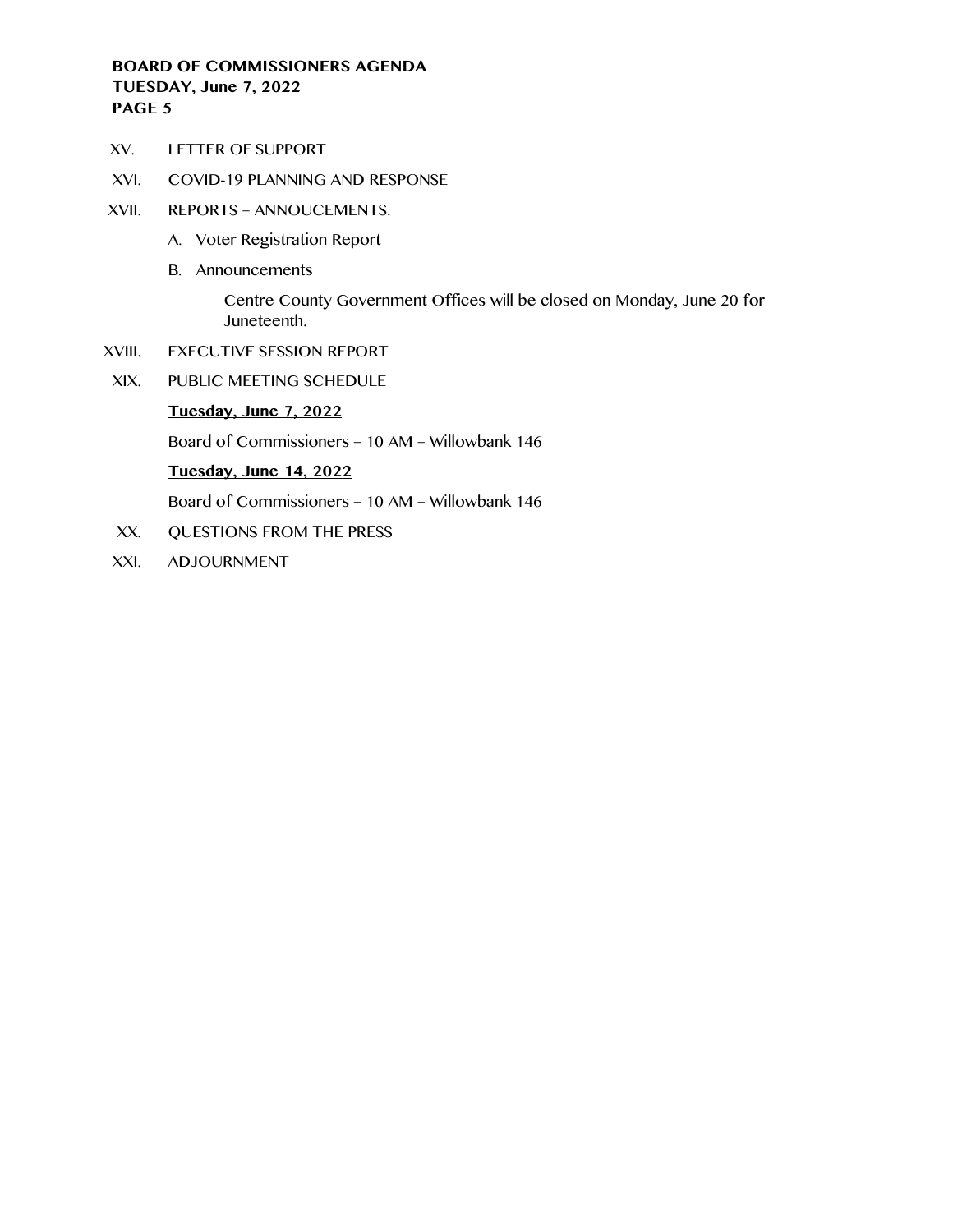XV. LETTER OF SUPPORT

XVI. COVID-19 PLANNING AND RESPONSE

XVII. REPORTS – ANNOUCEMENTS.

A. Voter Registration Report

B. Announcements

Centre County Government Offices will be closed on Monday, June 20 for Juneteenth.

XVIII. EXECUTIVE SESSION REPORT

XIX. PUBLIC MEETING SCHEDULE

**Tuesday, June 7, 2022**

Board of Commissioners – 10 AM – Willowbank 146

**Tuesday, June 14, 2022**

Board of Commissioners – 10 AM – Willowbank 146

XX. QUESTIONS FROM THE PRESS

XXI. ADJOURNMENT